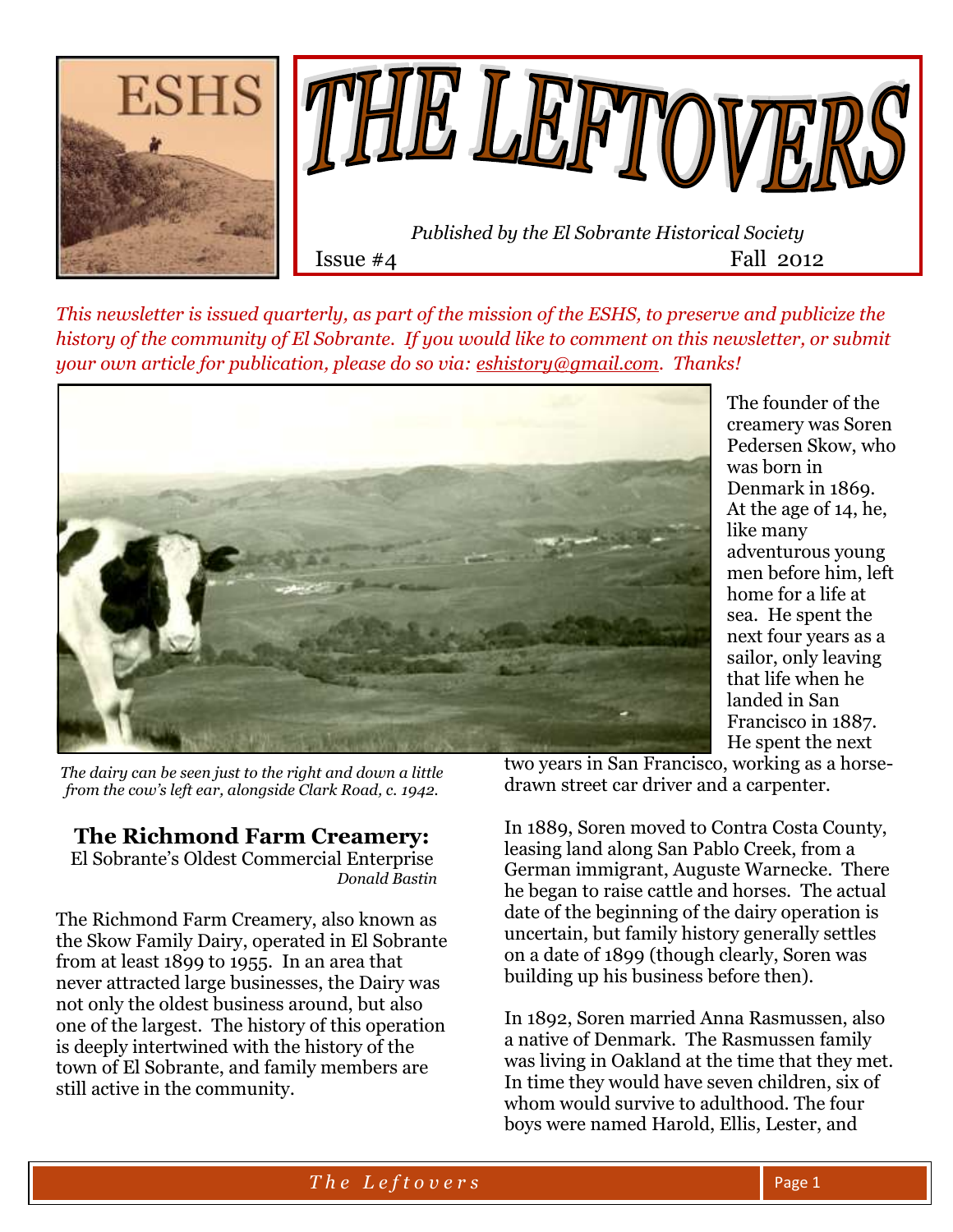# THE LEFTOVERS

*Published by the El Sobrante Historical Society*

Issue #4 Fall 2012

*This newsletter is issued quarterly, as part of the mission of the ESHS, to preserve and publicize the history of the community of El Sobrante. If you would like to comment on this newsletter, or submit your own article for publication, please do so via: eshistory@gmail.com. Thanks!*

*The dairy can be seen just to the right and down a little from the cow's left ear, alongside Clark Road, c. 1942.*

## The Richmond Farm Creamery:

El Sobrante's Oldest Commercial Enterprise

*Donald Bastin*

The Richmond Farm Creamery, also known as the Skow Family Dairy, operated in El Sobrante from at least 1899 to 1955. In an area that never attracted large businesses, the Dairy was not only the oldest business around, but also one of the largest. The history of this operation is deeply intertwined with the history of the town of El Sobrante, and family members are still active in the community.

The founder of the creamery was Soren Pedersen Skow, who was born in Denmark in 1869. At the age of 14, he, like many adventurous young men before him, left home for a life at sea. He spent the next four years as a sailor, only leaving that life when he landed in San Francisco in 1887. He spent the next two years in San Francisco, working as a horse-drawn street car driver and a carpenter.

In 1889, Soren moved to Contra Costa County, leasing land along San Pablo Creek, from a German immigrant, Auguste Warnecke. There he began to raise cattle and horses. The actual date of the beginning of the dairy operation is uncertain, but family history generally settles on a date of 1899 (though clearly, Soren was building up his business before then).

In 1892, Soren married Anna Rasmussen, also a native of Denmark. The Rasmussen family was living in Oakland at the time that they met. In time they would have seven children, six of whom would survive to adulthood. The four boys were named Harold, Ellis, Lester, and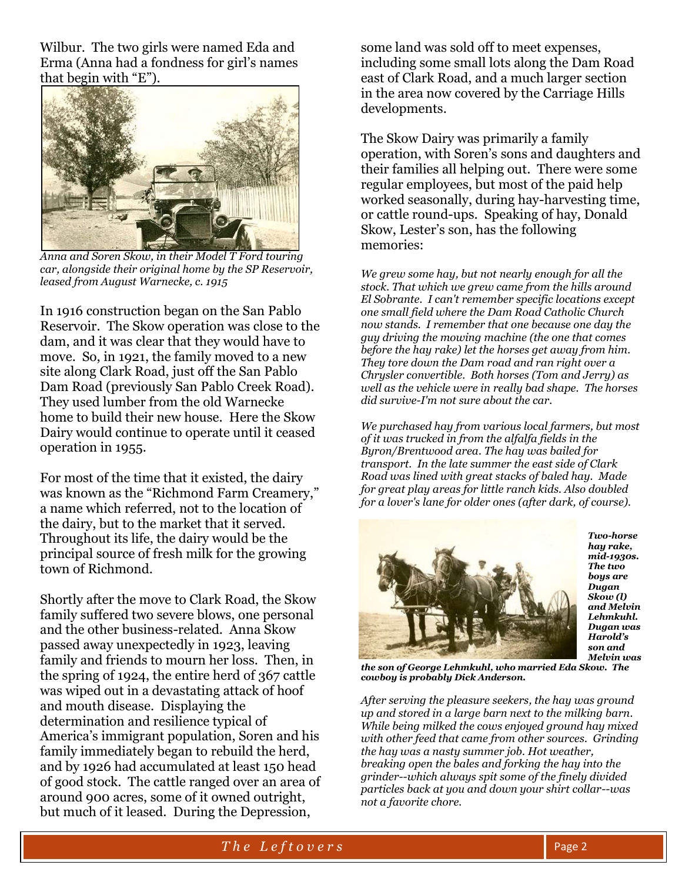Wilbur. The two girls were named Eda and Erma (Anna had a fondness for girl's names that begin with "E").

*Anna and Soren Skow, in their Model T Ford touring car, alongside their original home by the SP Reservoir, leased from August Warnecke, c. 1915*

In 1916 construction began on the San Pablo Reservoir. The Skow operation was close to the dam, and it was clear that they would have to move. So, in 1921, the family moved to a new site along Clark Road, just off the San Pablo Dam Road (previously San Pablo Creek Road). They used lumber from the old Warnecke home to build their new house. Here the Skow Dairy would continue to operate until it ceased operation in 1955.

For most of the time that it existed, the dairy was known as the "Richmond Farm Creamery," a name which referred, not to the location of the dairy, but to the market that it served. Throughout its life, the dairy would be the principal source of fresh milk for the growing town of Richmond.

Shortly after the move to Clark Road, the Skow family suffered two severe blows, one personal and the other business-related. Anna Skow passed away unexpectedly in 1923, leaving family and friends to mourn her loss. Then, in the spring of 1924, the entire herd of 367 cattle was wiped out in a devastating attack of hoof and mouth disease. Displaying the determination and resilience typical of America's immigrant population, Soren and his family immediately began to rebuild the herd, and by 1926 had accumulated at least 150 head of good stock. The cattle ranged over an area of around 900 acres, some of it owned outright, but much of it leased. During the Depression, some land was sold off to meet expenses, including some small lots along the Dam Road east of Clark Road, and a much larger section in the area now covered by the Carriage Hills developments.

The Skow Dairy was primarily a family operation, with Soren's sons and daughters and their families all helping out. There were some regular employees, but most of the paid help worked seasonally, during hay-harvesting time, or cattle round-ups. Speaking of hay, Donald Skow, Lester's son, has the following memories:

*We grew some hay, but not nearly enough for all the stock. That which we grew came from the hills around El Sobrante. I can't remember specific locations except one small field where the Dam Road Catholic Church now stands. I remember that one because one day the guy driving the mowing machine (the one that comes before the hay rake) let the horses get away from him. They tore down the Dam road and ran right over a Chrysler convertible. Both horses (Tom and Jerry) as well as the vehicle were in really bad shape. The horses did survive-I'm not sure about the car.*

*We purchased hay from various local farmers, but most of it was trucked in from the alfalfa fields in the Byron/Brentwood area. The hay was bailed for transport. In the late summer the east side of Clark Road was lined with great stacks of baled hay. Made for great play areas for little ranch kids. Also doubled for a lover's lane for older ones (after dark, of course).*

***Two-horse hay rake, mid-1930s. The two boys are Dugan Skow (l) and Melvin Lehmkuhl. Dugan was Harold's son and Melvin was the son of George Lehmkuhl, who married Eda Skow. The cowboy is probably Dick Anderson.***

*After serving the pleasure seekers, the hay was ground up and stored in a large barn next to the milking barn. While being milked the cows enjoyed ground hay mixed with other feed that came from other sources. Grinding the hay was a nasty summer job. Hot weather, breaking open the bales and forking the hay into the grinder--which always spit some of the finely divided particles back at you and down your shirt collar--was not a favorite chore.*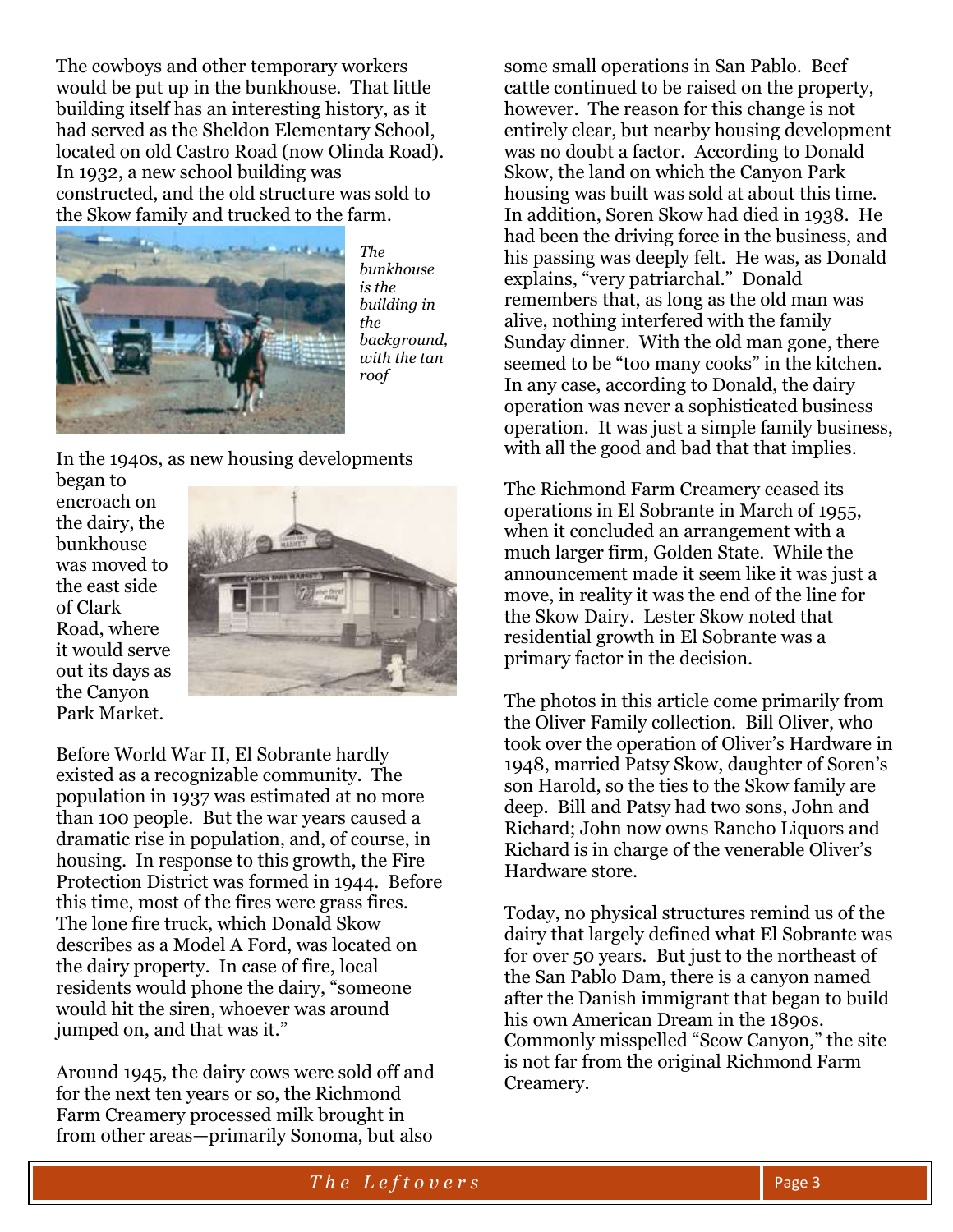The cowboys and other temporary workers would be put up in the bunkhouse. That little building itself has an interesting history, as it had served as the Sheldon Elementary School, located on old Castro Road (now Olinda Road). In 1932, a new school building was constructed, and the old structure was sold to the Skow family and trucked to the farm.

*The bunkhouse is the building in the background, with the tan roof*

In the 1940s, as new housing developments began to encroach on the dairy, the bunkhouse was moved to the east side of Clark Road, where it would serve out its days as the Canyon Park Market.

Before World War II, El Sobrante hardly existed as a recognizable community. The population in 1937 was estimated at no more than 100 people. But the war years caused a dramatic rise in population, and, of course, in housing. In response to this growth, the Fire Protection District was formed in 1944. Before this time, most of the fires were grass fires. The lone fire truck, which Donald Skow describes as a Model A Ford, was located on the dairy property. In case of fire, local residents would phone the dairy, "someone would hit the siren, whoever was around jumped on, and that was it."

Around 1945, the dairy cows were sold off and for the next ten years or so, the Richmond Farm Creamery processed milk brought in from other areas—primarily Sonoma, but also some small operations in San Pablo. Beef cattle continued to be raised on the property, however. The reason for this change is not entirely clear, but nearby housing development was no doubt a factor. According to Donald Skow, the land on which the Canyon Park housing was built was sold at about this time. In addition, Soren Skow had died in 1938. He had been the driving force in the business, and his passing was deeply felt. He was, as Donald explains, "very patriarchal." Donald remembers that, as long as the old man was alive, nothing interfered with the family Sunday dinner. With the old man gone, there seemed to be "too many cooks" in the kitchen. In any case, according to Donald, the dairy operation was never a sophisticated business operation. It was just a simple family business, with all the good and bad that that implies.

The Richmond Farm Creamery ceased its operations in El Sobrante in March of 1955, when it concluded an arrangement with a much larger firm, Golden State. While the announcement made it seem like it was just a move, in reality it was the end of the line for the Skow Dairy. Lester Skow noted that residential growth in El Sobrante was a primary factor in the decision.

The photos in this article come primarily from the Oliver Family collection. Bill Oliver, who took over the operation of Oliver's Hardware in 1948, married Patsy Skow, daughter of Soren's son Harold, so the ties to the Skow family are deep. Bill and Patsy had two sons, John and Richard; John now owns Rancho Liquors and Richard is in charge of the venerable Oliver's Hardware store.

Today, no physical structures remind us of the dairy that largely defined what El Sobrante was for over 50 years. But just to the northeast of the San Pablo Dam, there is a canyon named after the Danish immigrant that began to build his own American Dream in the 1890s. Commonly misspelled "Scow Canyon," the site is not far from the original Richmond Farm Creamery.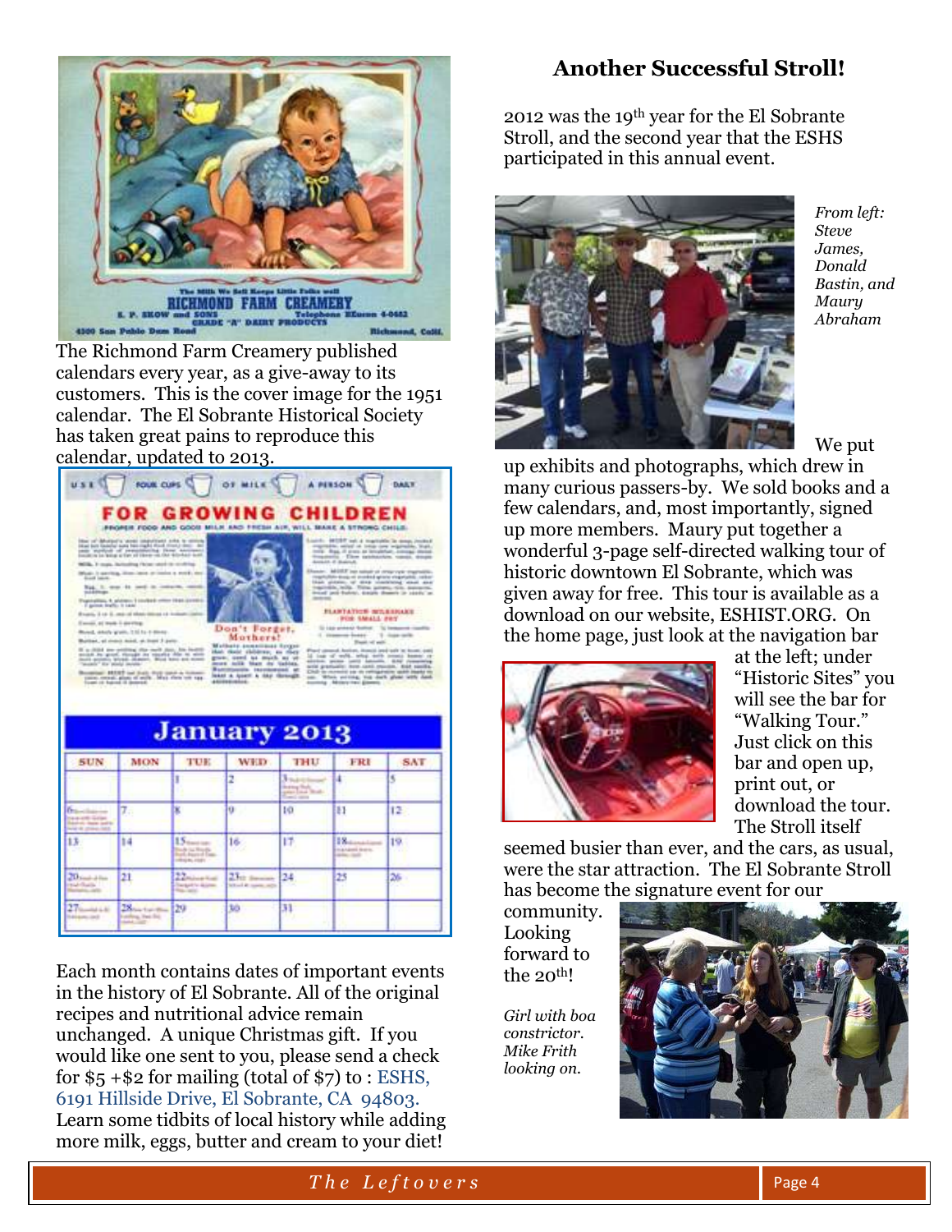The Richmond Farm Creamery published calendars every year, as a give-away to its customers. This is the cover image for the 1951 calendar. The El Sobrante Historical Society has taken great pains to reproduce this calendar, updated to 2013.

Each month contains dates of important events in the history of El Sobrante. All of the original recipes and nutritional advice remain unchanged. A unique Christmas gift. If you would like one sent to you, please send a check for $5 +$2 for mailing (total of $7) to : ESHS, 6191 Hillside Drive, El Sobrante, CA 94803. Learn some tidbits of local history while adding more milk, eggs, butter and cream to your diet!

## Another Successful Stroll!

2012 was the 19th year for the El Sobrante Stroll, and the second year that the ESHS participated in this annual event.

*From left: Steve James, Donald Bastin, and Maury Abraham*

We put up exhibits and photographs, which drew in many curious passers-by. We sold books and a few calendars, and, most importantly, signed up more members. Maury put together a wonderful 3-page self-directed walking tour of historic downtown El Sobrante, which was given away for free. This tour is available as a download on our website, ESHIST.ORG. On the home page, just look at the navigation bar at the left; under "Historic Sites" you will see the bar for "Walking Tour." Just click on this bar and open up, print out, or download the tour. The Stroll itself seemed busier than ever, and the cars, as usual, were the star attraction. The El Sobrante Stroll has become the signature event for our community. Looking forward to the 20th!

*Girl with boa constrictor. Mike Frith looking on.*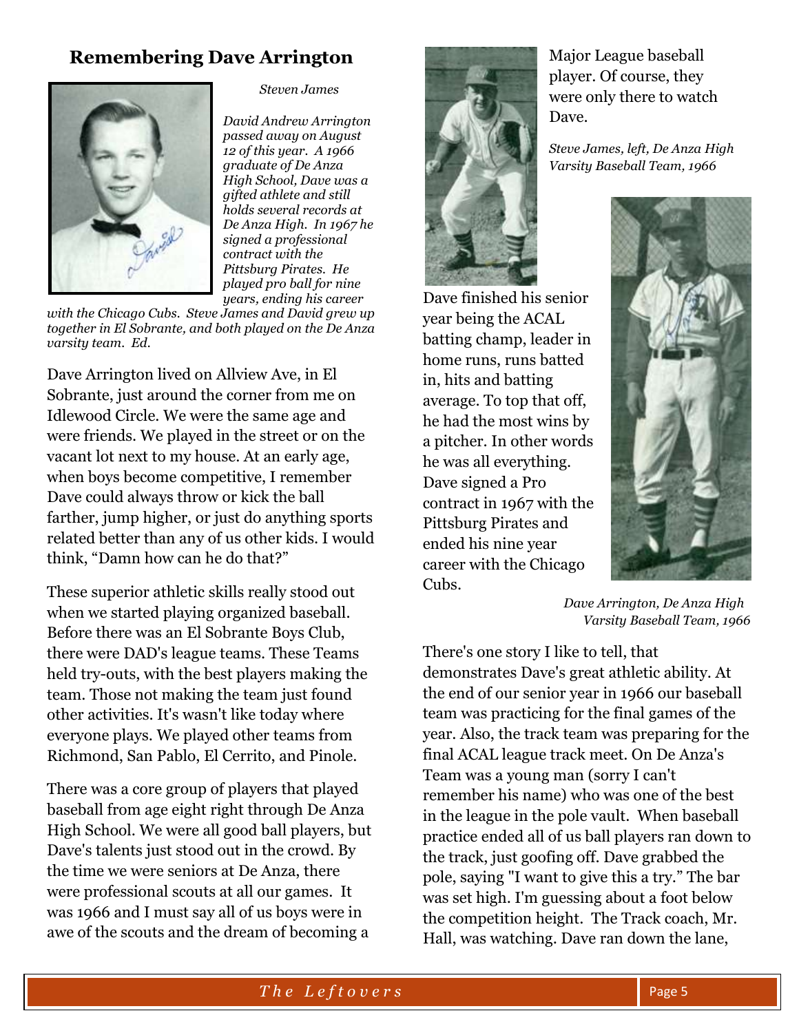## Remembering Dave Arrington

*Steven James*

*David Andrew Arrington passed away on August 12 of this year. A 1966 graduate of De Anza High School, Dave was a gifted athlete and still holds several records at De Anza High. In 1967 he signed a professional contract with the Pittsburg Pirates. He played pro ball for nine years, ending his career with the Chicago Cubs. Steve James and David grew up together in El Sobrante, and both played on the De Anza varsity team. Ed.*

Dave Arrington lived on Allview Ave, in El Sobrante, just around the corner from me on Idlewood Circle. We were the same age and were friends. We played in the street or on the vacant lot next to my house. At an early age, when boys become competitive, I remember Dave could always throw or kick the ball farther, jump higher, or just do anything sports related better than any of us other kids. I would think, "Damn how can he do that?"

These superior athletic skills really stood out when we started playing organized baseball. Before there was an El Sobrante Boys Club, there were DAD's league teams. These Teams held try-outs, with the best players making the team. Those not making the team just found other activities. It's wasn't like today where everyone plays. We played other teams from Richmond, San Pablo, El Cerrito, and Pinole.

There was a core group of players that played baseball from age eight right through De Anza High School. We were all good ball players, but Dave's talents just stood out in the crowd. By the time we were seniors at De Anza, there were professional scouts at all our games. It was 1966 and I must say all of us boys were in awe of the scouts and the dream of becoming a Major League baseball player. Of course, they were only there to watch Dave.

*Steve James, left, De Anza High Varsity Baseball Team, 1966*

Dave finished his senior year being the ACAL batting champ, leader in home runs, runs batted in, hits and batting average. To top that off, he had the most wins by a pitcher. In other words he was all everything. Dave signed a Pro contract in 1967 with the Pittsburg Pirates and ended his nine year career with the Chicago Cubs.

*Dave Arrington, De Anza High Varsity Baseball Team, 1966*

There's one story I like to tell, that demonstrates Dave's great athletic ability. At the end of our senior year in 1966 our baseball team was practicing for the final games of the year. Also, the track team was preparing for the final ACAL league track meet. On De Anza's Team was a young man (sorry I can't remember his name) who was one of the best in the league in the pole vault. When baseball practice ended all of us ball players ran down to the track, just goofing off. Dave grabbed the pole, saying "I want to give this a try." The bar was set high. I'm guessing about a foot below the competition height. The Track coach, Mr. Hall, was watching. Dave ran down the lane,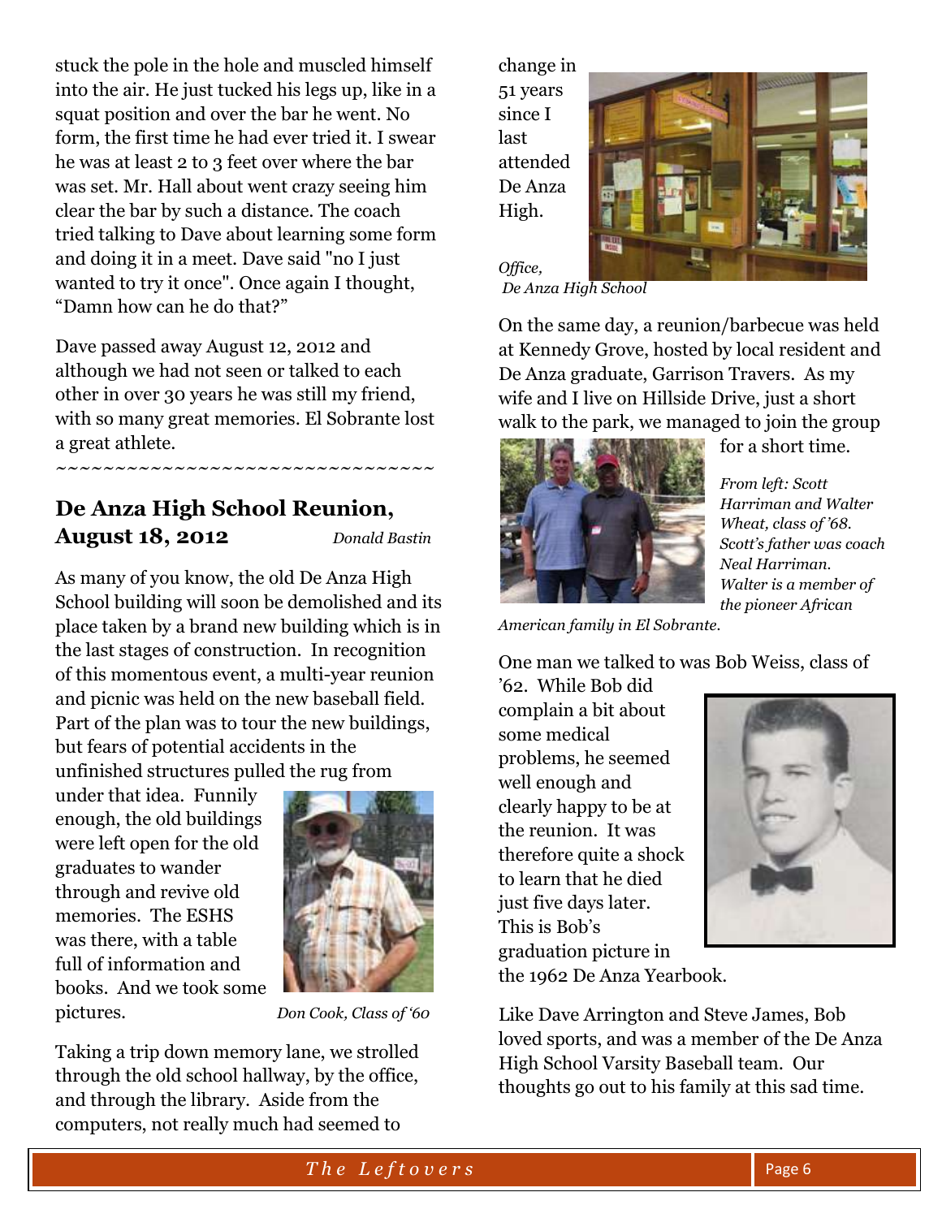stuck the pole in the hole and muscled himself into the air. He just tucked his legs up, like in a squat position and over the bar he went. No form, the first time he had ever tried it. I swear he was at least 2 to 3 feet over where the bar was set. Mr. Hall about went crazy seeing him clear the bar by such a distance. The coach tried talking to Dave about learning some form and doing it in a meet. Dave said "no I just wanted to try it once". Once again I thought, "Damn how can he do that?"

Dave passed away August 12, 2012 and although we had not seen or talked to each other in over 30 years he was still my friend, with so many great memories. El Sobrante lost a great athlete.

~~~~~~~~~~~~~~~~~~~~~~~~~~~~~~~~~~

## De Anza High School Reunion, August 18, 2012

*Donald Bastin*

As many of you know, the old De Anza High School building will soon be demolished and its place taken by a brand new building which is in the last stages of construction. In recognition of this momentous event, a multi-year reunion and picnic was held on the new baseball field. Part of the plan was to tour the new buildings, but fears of potential accidents in the unfinished structures pulled the rug from under that idea. Funnily enough, the old buildings were left open for the old graduates to wander through and revive old memories. The ESHS was there, with a table full of information and books. And we took some pictures.

*Don Cook, Class of '60*

Taking a trip down memory lane, we strolled through the old school hallway, by the office, and through the library. Aside from the computers, not really much had seemed to change in 51 years since I last attended De Anza High.

*Office, De Anza High School*

On the same day, a reunion/barbecue was held at Kennedy Grove, hosted by local resident and De Anza graduate, Garrison Travers. As my wife and I live on Hillside Drive, just a short walk to the park, we managed to join the group for a short time.

*From left: Scott Harriman and Walter Wheat, class of '68. Scott's father was coach Neal Harriman. Walter is a member of the pioneer African American family in El Sobrante.*

One man we talked to was Bob Weiss, class of '62. While Bob did complain a bit about some medical problems, he seemed well enough and clearly happy to be at the reunion. It was therefore quite a shock to learn that he died just five days later. This is Bob's graduation picture in the 1962 De Anza Yearbook.

Like Dave Arrington and Steve James, Bob loved sports, and was a member of the De Anza High School Varsity Baseball team. Our thoughts go out to his family at this sad time.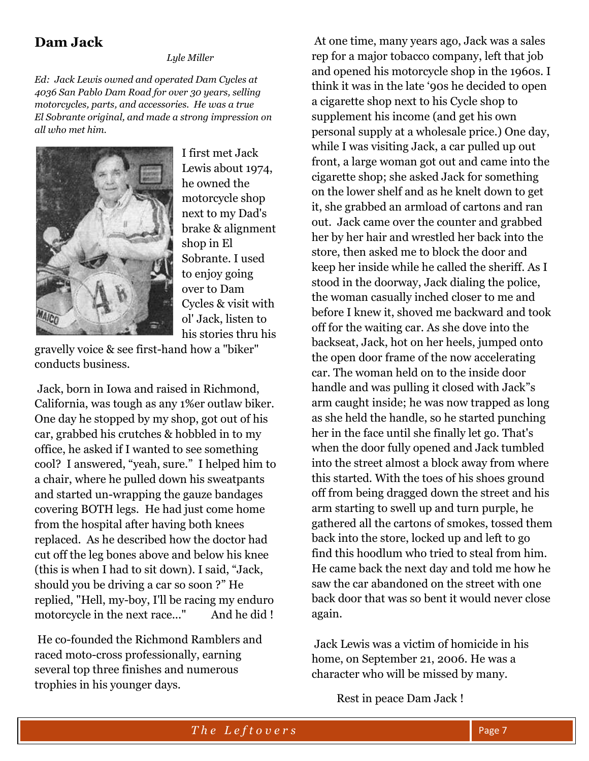## Dam Jack

*Lyle Miller*

*Ed: Jack Lewis owned and operated Dam Cycles at 4036 San Pablo Dam Road for over 30 years, selling motorcycles, parts, and accessories. He was a true El Sobrante original, and made a strong impression on all who met him.*

I first met Jack Lewis about 1974, he owned the motorcycle shop next to my Dad's brake & alignment shop in El Sobrante. I used to enjoy going over to Dam Cycles & visit with ol' Jack, listen to his stories thru his gravelly voice & see first-hand how a "biker" conducts business.

Jack, born in Iowa and raised in Richmond, California, was tough as any 1%er outlaw biker. One day he stopped by my shop, got out of his car, grabbed his crutches & hobbled in to my office, he asked if I wanted to see something cool? I answered, "yeah, sure." I helped him to a chair, where he pulled down his sweatpants and started un-wrapping the gauze bandages covering BOTH legs. He had just come home from the hospital after having both knees replaced. As he described how the doctor had cut off the leg bones above and below his knee (this is when I had to sit down). I said, "Jack, should you be driving a car so soon ?" He replied, "Hell, my-boy, I'll be racing my enduro motorcycle in the next race..." And he did !

He co-founded the Richmond Ramblers and raced moto-cross professionally, earning several top three finishes and numerous trophies in his younger days.

At one time, many years ago, Jack was a sales rep for a major tobacco company, left that job and opened his motorcycle shop in the 1960s. I think it was in the late '90s he decided to open a cigarette shop next to his Cycle shop to supplement his income (and get his own personal supply at a wholesale price.) One day, while I was visiting Jack, a car pulled up out front, a large woman got out and came into the cigarette shop; she asked Jack for something on the lower shelf and as he knelt down to get it, she grabbed an armload of cartons and ran out. Jack came over the counter and grabbed her by her hair and wrestled her back into the store, then asked me to block the door and keep her inside while he called the sheriff. As I stood in the doorway, Jack dialing the police, the woman casually inched closer to me and before I knew it, shoved me backward and took off for the waiting car. As she dove into the backseat, Jack, hot on her heels, jumped onto the open door frame of the now accelerating car. The woman held on to the inside door handle and was pulling it closed with Jack"s arm caught inside; he was now trapped as long as she held the handle, so he started punching her in the face until she finally let go. That's when the door fully opened and Jack tumbled into the street almost a block away from where this started. With the toes of his shoes ground off from being dragged down the street and his arm starting to swell up and turn purple, he gathered all the cartons of smokes, tossed them back into the store, locked up and left to go find this hoodlum who tried to steal from him. He came back the next day and told me how he saw the car abandoned on the street with one back door that was so bent it would never close again.

Jack Lewis was a victim of homicide in his home, on September 21, 2006. He was a character who will be missed by many.

Rest in peace Dam Jack !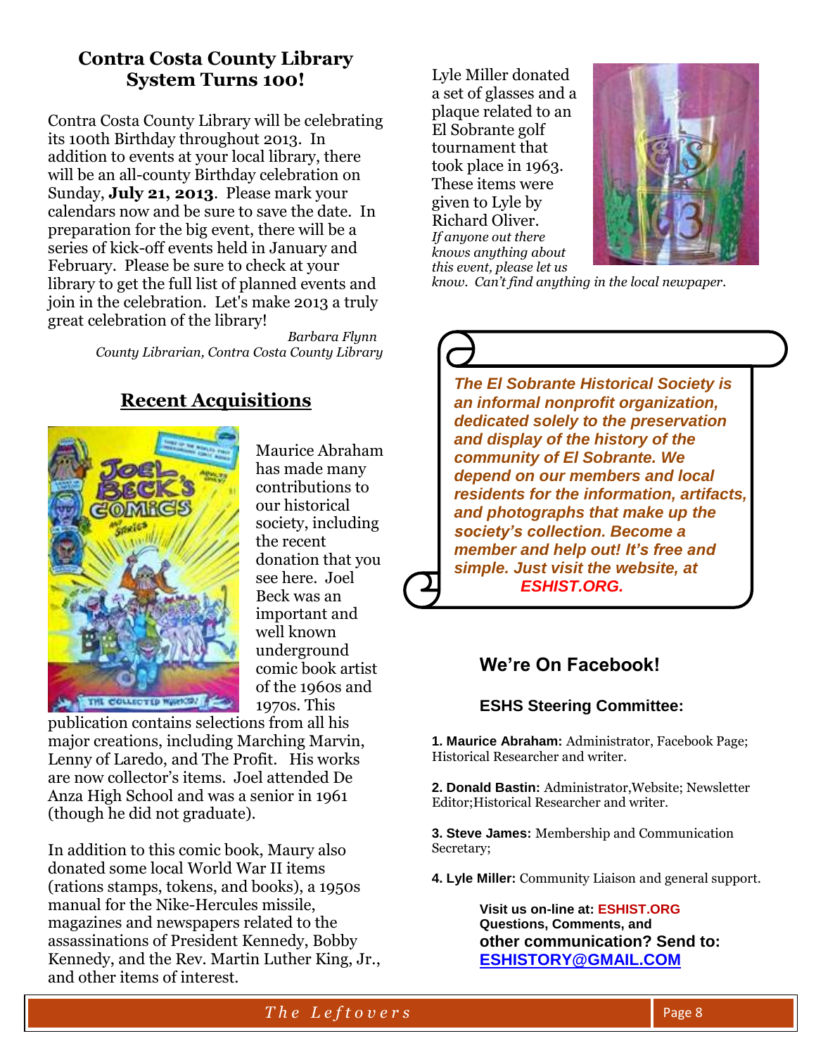## Contra Costa County Library System Turns 100!

Contra Costa County Library will be celebrating its 100th Birthday throughout 2013. In addition to events at your local library, there will be an all-county Birthday celebration on Sunday, **July 21, 2013**. Please mark your calendars now and be sure to save the date. In preparation for the big event, there will be a series of kick-off events held in January and February. Please be sure to check at your library to get the full list of planned events and join in the celebration. Let's make 2013 a truly great celebration of the library!

*Barbara Flynn*
*County Librarian, Contra Costa County Library*

## Recent Acquisitions

Maurice Abraham has made many contributions to our historical society, including the recent donation that you see here. Joel Beck was an important and well known underground comic book artist of the 1960s and 1970s. This publication contains selections from all his major creations, including Marching Marvin, Lenny of Laredo, and The Profit. His works are now collector's items. Joel attended De Anza High School and was a senior in 1961 (though he did not graduate).

In addition to this comic book, Maury also donated some local World War II items (rations stamps, tokens, and books), a 1950s manual for the Nike-Hercules missile, magazines and newspapers related to the assassinations of President Kennedy, Bobby Kennedy, and the Rev. Martin Luther King, Jr., and other items of interest.

Lyle Miller donated a set of glasses and a plaque related to an El Sobrante golf tournament that took place in 1963. These items were given to Lyle by Richard Oliver. *If anyone out there knows anything about this event, please let us know. Can't find anything in the local newpaper.*

***The El Sobrante Historical Society is an informal nonprofit organization, dedicated solely to the preservation and display of the history of the community of El Sobrante. We depend on our members and local residents for the information, artifacts, and photographs that make up the society's collection. Become a member and help out! It's free and simple. Just visit the website, at ESHIST.ORG.***

### We're On Facebook!

#### ESHS Steering Committee:

1. **Maurice Abraham:** Administrator, Facebook Page; Historical Researcher and writer.

2. **Donald Bastin:** Administrator,Website; Newsletter Editor;Historical Researcher and writer.

3. **Steve James:** Membership and Communication Secretary;

4. **Lyle Miller:** Community Liaison and general support.

**Visit us on-line at: ESHIST.ORG**
**Questions, Comments, and other communication? Send to: ESHISTORY@GMAIL.COM**